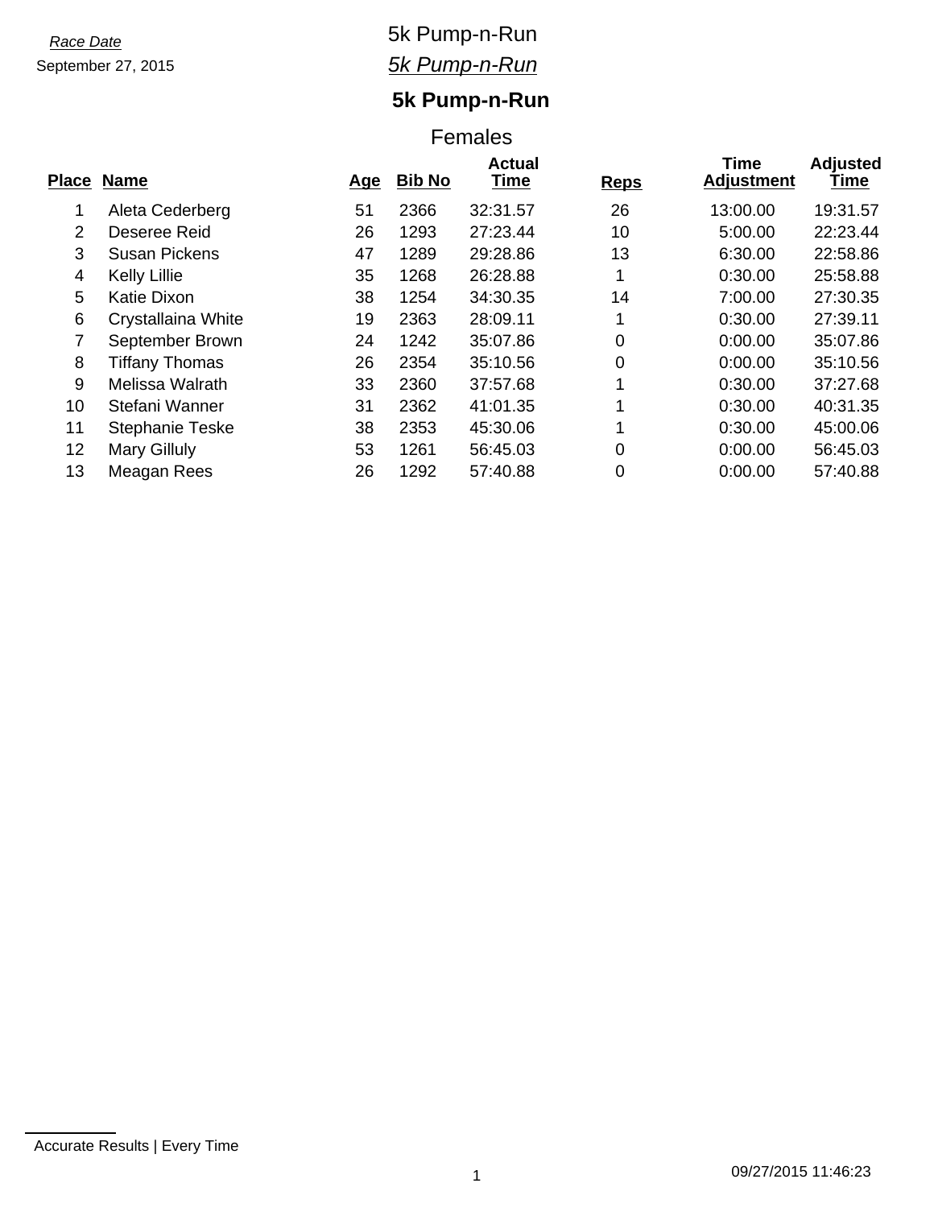*Race Date*

September 27, 2015

5k Pump-n-Run

*5k Pump-n-Run*

# 5k Pump-n-Run

## Females

| Place | Name | Age | Bib No | Actual Time | Reps | Time Adjustment | Adjusted Time |
|---|---|---|---|---|---|---|---|
| 1 | Aleta Cederberg | 51 | 2366 | 32:31.57 | 26 | 13:00.00 | 19:31.57 |
| 2 | Deseree Reid | 26 | 1293 | 27:23.44 | 10 | 5:00.00 | 22:23.44 |
| 3 | Susan Pickens | 47 | 1289 | 29:28.86 | 13 | 6:30.00 | 22:58.86 |
| 4 | Kelly Lillie | 35 | 1268 | 26:28.88 | 1 | 0:30.00 | 25:58.88 |
| 5 | Katie Dixon | 38 | 1254 | 34:30.35 | 14 | 7:00.00 | 27:30.35 |
| 6 | Crystallaina White | 19 | 2363 | 28:09.11 | 1 | 0:30.00 | 27:39.11 |
| 7 | September Brown | 24 | 1242 | 35:07.86 | 0 | 0:00.00 | 35:07.86 |
| 8 | Tiffany Thomas | 26 | 2354 | 35:10.56 | 0 | 0:00.00 | 35:10.56 |
| 9 | Melissa Walrath | 33 | 2360 | 37:57.68 | 1 | 0:30.00 | 37:27.68 |
| 10 | Stefani Wanner | 31 | 2362 | 41:01.35 | 1 | 0:30.00 | 40:31.35 |
| 11 | Stephanie Teske | 38 | 2353 | 45:30.06 | 1 | 0:30.00 | 45:00.06 |
| 12 | Mary Gilluly | 53 | 1261 | 56:45.03 | 0 | 0:00.00 | 56:45.03 |
| 13 | Meagan Rees | 26 | 1292 | 57:40.88 | 0 | 0:00.00 | 57:40.88 |

Accurate Results | Every Time

09/27/2015 11:46:23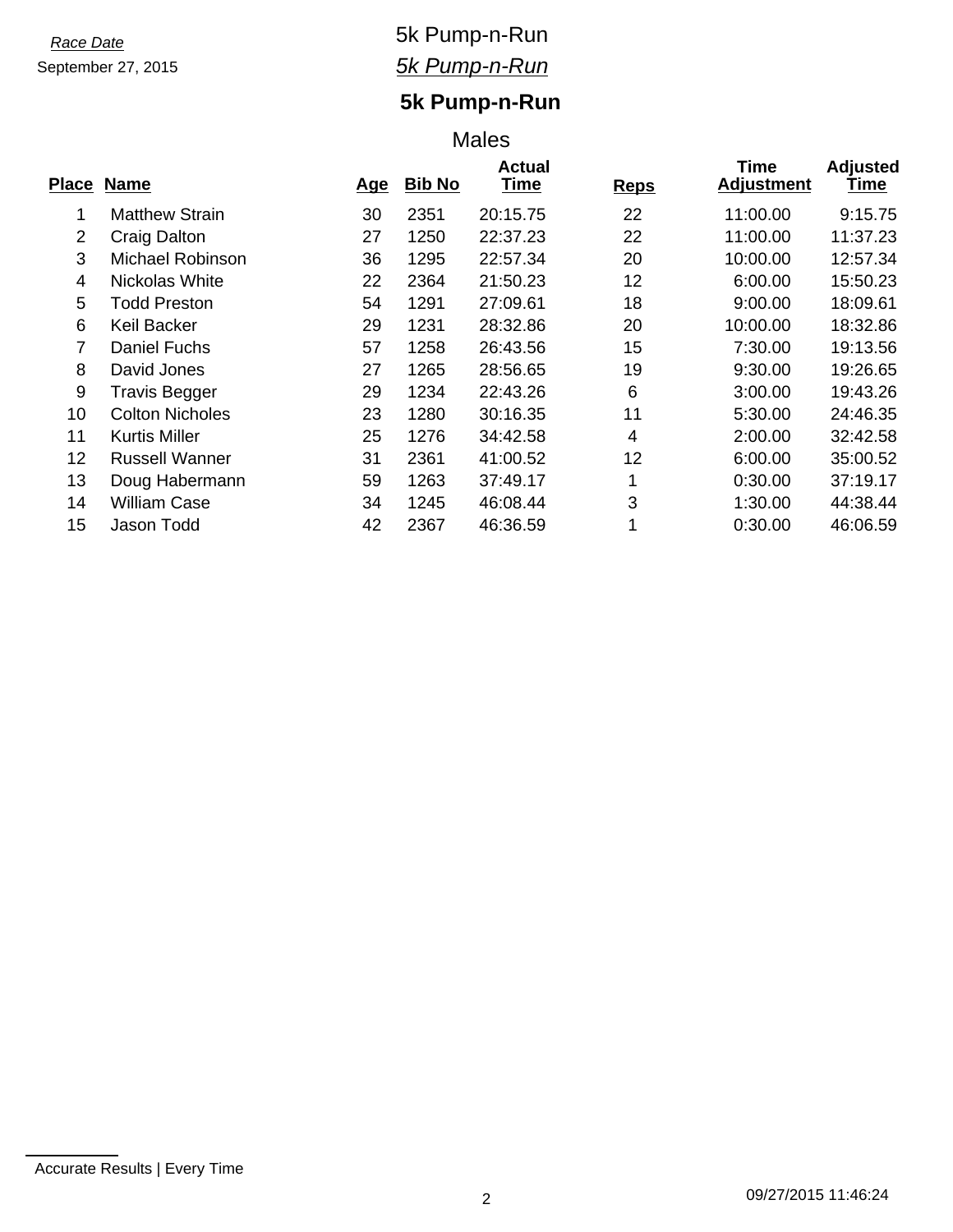*Race Date*

September 27, 2015

5k Pump-n-Run

*5k Pump-n-Run*

# 5k Pump-n-Run

## Males

| Place | Name | Age | Bib No | Actual Time | Reps | Time Adjustment | Adjusted Time |
|---|---|---|---|---|---|---|---|
| 1 | Matthew Strain | 30 | 2351 | 20:15.75 | 22 | 11:00.00 | 9:15.75 |
| 2 | Craig Dalton | 27 | 1250 | 22:37.23 | 22 | 11:00.00 | 11:37.23 |
| 3 | Michael Robinson | 36 | 1295 | 22:57.34 | 20 | 10:00.00 | 12:57.34 |
| 4 | Nickolas White | 22 | 2364 | 21:50.23 | 12 | 6:00.00 | 15:50.23 |
| 5 | Todd Preston | 54 | 1291 | 27:09.61 | 18 | 9:00.00 | 18:09.61 |
| 6 | Keil Backer | 29 | 1231 | 28:32.86 | 20 | 10:00.00 | 18:32.86 |
| 7 | Daniel Fuchs | 57 | 1258 | 26:43.56 | 15 | 7:30.00 | 19:13.56 |
| 8 | David Jones | 27 | 1265 | 28:56.65 | 19 | 9:30.00 | 19:26.65 |
| 9 | Travis Begger | 29 | 1234 | 22:43.26 | 6 | 3:00.00 | 19:43.26 |
| 10 | Colton Nicholes | 23 | 1280 | 30:16.35 | 11 | 5:30.00 | 24:46.35 |
| 11 | Kurtis Miller | 25 | 1276 | 34:42.58 | 4 | 2:00.00 | 32:42.58 |
| 12 | Russell Wanner | 31 | 2361 | 41:00.52 | 12 | 6:00.00 | 35:00.52 |
| 13 | Doug Habermann | 59 | 1263 | 37:49.17 | 1 | 0:30.00 | 37:19.17 |
| 14 | William Case | 34 | 1245 | 46:08.44 | 3 | 1:30.00 | 44:38.44 |
| 15 | Jason Todd | 42 | 2367 | 46:36.59 | 1 | 0:30.00 | 46:06.59 |

Accurate Results | Every Time

09/27/2015 11:46:24